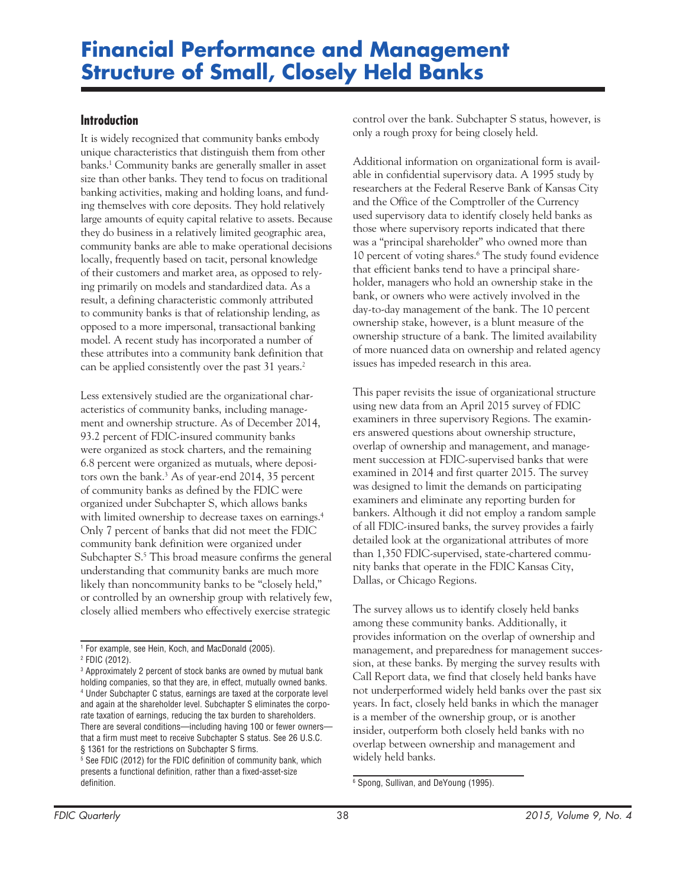# Financial Performance and Management Structure of Small, Closely Held Banks

## Introduction

It is widely recognized that community banks embody unique characteristics that distinguish them from other banks.[1] Community banks are generally smaller in asset size than other banks. They tend to focus on traditional banking activities, making and holding loans, and funding themselves with core deposits. They hold relatively large amounts of equity capital relative to assets. Because they do business in a relatively limited geographic area, community banks are able to make operational decisions locally, frequently based on tacit, personal knowledge of their customers and market area, as opposed to relying primarily on models and standardized data. As a result, a defining characteristic commonly attributed to community banks is that of relationship lending, as opposed to a more impersonal, transactional banking model. A recent study has incorporated a number of these attributes into a community bank definition that can be applied consistently over the past 31 years.[2]

Less extensively studied are the organizational characteristics of community banks, including management and ownership structure. As of December 2014, 93.2 percent of FDIC-insured community banks were organized as stock charters, and the remaining 6.8 percent were organized as mutuals, where depositors own the bank.[3] As of year-end 2014, 35 percent of community banks as defined by the FDIC were organized under Subchapter S, which allows banks with limited ownership to decrease taxes on earnings.[4] Only 7 percent of banks that did not meet the FDIC community bank definition were organized under Subchapter S.[5] This broad measure confirms the general understanding that community banks are much more likely than noncommunity banks to be "closely held," or controlled by an ownership group with relatively few, closely allied members who effectively exercise strategic control over the bank. Subchapter S status, however, is only a rough proxy for being closely held.

Additional information on organizational form is available in confidential supervisory data. A 1995 study by researchers at the Federal Reserve Bank of Kansas City and the Office of the Comptroller of the Currency used supervisory data to identify closely held banks as those where supervisory reports indicated that there was a "principal shareholder" who owned more than 10 percent of voting shares.[6] The study found evidence that efficient banks tend to have a principal shareholder, managers who hold an ownership stake in the bank, or owners who were actively involved in the day-to-day management of the bank. The 10 percent ownership stake, however, is a blunt measure of the ownership structure of a bank. The limited availability of more nuanced data on ownership and related agency issues has impeded research in this area.

This paper revisits the issue of organizational structure using new data from an April 2015 survey of FDIC examiners in three supervisory Regions. The examiners answered questions about ownership structure, overlap of ownership and management, and management succession at FDIC-supervised banks that were examined in 2014 and first quarter 2015. The survey was designed to limit the demands on participating examiners and eliminate any reporting burden for bankers. Although it did not employ a random sample of all FDIC-insured banks, the survey provides a fairly detailed look at the organizational attributes of more than 1,350 FDIC-supervised, state-chartered community banks that operate in the FDIC Kansas City, Dallas, or Chicago Regions.

The survey allows us to identify closely held banks among these community banks. Additionally, it provides information on the overlap of ownership and management, and preparedness for management succession, at these banks. By merging the survey results with Call Report data, we find that closely held banks have not underperformed widely held banks over the past six years. In fact, closely held banks in which the manager is a member of the ownership group, or is another insider, outperform both closely held banks with no overlap between ownership and management and widely held banks.

---

[1] For example, see Hein, Koch, and MacDonald (2005).

[2] FDIC (2012).

[3] Approximately 2 percent of stock banks are owned by mutual bank holding companies, so that they are, in effect, mutually owned banks.

[4] Under Subchapter C status, earnings are taxed at the corporate level and again at the shareholder level. Subchapter S eliminates the corporate taxation of earnings, reducing the tax burden to shareholders. There are several conditions—including having 100 or fewer owners—that a firm must meet to receive Subchapter S status. See 26 U.S.C. § 1361 for the restrictions on Subchapter S firms.

[5] See FDIC (2012) for the FDIC definition of community bank, which presents a functional definition, rather than a fixed-asset-size definition.

[6] Spong, Sullivan, and DeYoung (1995).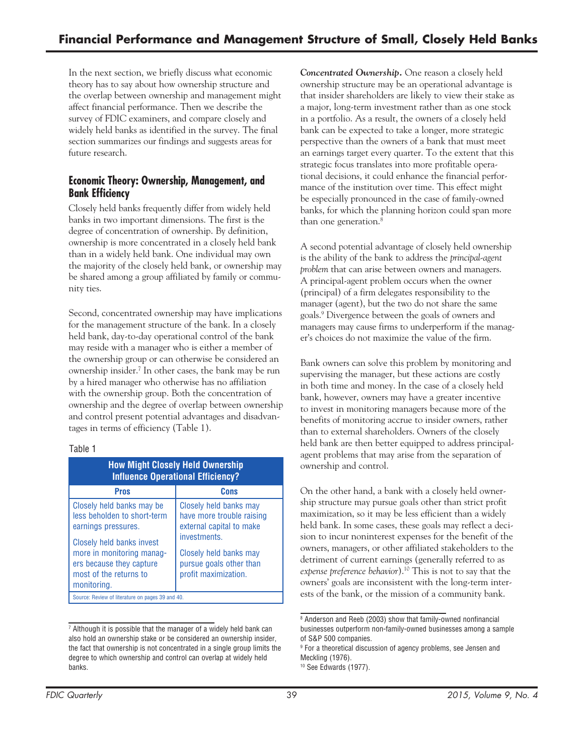In the next section, we briefly discuss what economic theory has to say about how ownership structure and the overlap between ownership and management might affect financial performance. Then we describe the survey of FDIC examiners, and compare closely and widely held banks as identified in the survey. The final section summarizes our findings and suggests areas for future research.

## Economic Theory: Ownership, Management, and Bank Efficiency

Closely held banks frequently differ from widely held banks in two important dimensions. The first is the degree of concentration of ownership. By definition, ownership is more concentrated in a closely held bank than in a widely held bank. One individual may own the majority of the closely held bank, or ownership may be shared among a group affiliated by family or community ties.

Second, concentrated ownership may have implications for the management structure of the bank. In a closely held bank, day-to-day operational control of the bank may reside with a manager who is either a member of the ownership group or can otherwise be considered an ownership insider.[7] In other cases, the bank may be run by a hired manager who otherwise has no affiliation with the ownership group. Both the concentration of ownership and the degree of overlap between ownership and control present potential advantages and disadvantages in terms of efficiency (Table 1).

Table 1

**How Might Closely Held Ownership Influence Operational Efficiency?**

| Pros | Cons |
|---|---|
| Closely held banks may be less beholden to short-term earnings pressures. | Closely held banks may have more trouble raising external capital to make investments. |
| Closely held banks invest more in monitoring managers because they capture most of the returns to monitoring. | Closely held banks may pursue goals other than profit maximization. |

Source: Review of literature on pages 39 and 40.

*Concentrated Ownership.* One reason a closely held ownership structure may be an operational advantage is that insider shareholders are likely to view their stake as a major, long-term investment rather than as one stock in a portfolio. As a result, the owners of a closely held bank can be expected to take a longer, more strategic perspective than the owners of a bank that must meet an earnings target every quarter. To the extent that this strategic focus translates into more profitable operational decisions, it could enhance the financial performance of the institution over time. This effect might be especially pronounced in the case of family-owned banks, for which the planning horizon could span more than one generation.[8]

A second potential advantage of closely held ownership is the ability of the bank to address the *principal-agent problem* that can arise between owners and managers. A principal-agent problem occurs when the owner (principal) of a firm delegates responsibility to the manager (agent), but the two do not share the same goals.[9] Divergence between the goals of owners and managers may cause firms to underperform if the manager's choices do not maximize the value of the firm.

Bank owners can solve this problem by monitoring and supervising the manager, but these actions are costly in both time and money. In the case of a closely held bank, however, owners may have a greater incentive to invest in monitoring managers because more of the benefits of monitoring accrue to insider owners, rather than to external shareholders. Owners of the closely held bank are then better equipped to address principal-agent problems that may arise from the separation of ownership and control.

On the other hand, a bank with a closely held ownership structure may pursue goals other than strict profit maximization, so it may be less efficient than a widely held bank. In some cases, these goals may reflect a decision to incur noninterest expenses for the benefit of the owners, managers, or other affiliated stakeholders to the detriment of current earnings (generally referred to as *expense preference behavior*).[10] This is not to say that the owners' goals are inconsistent with the long-term interests of the bank, or the mission of a community bank.

---

[7] Although it is possible that the manager of a widely held bank can also hold an ownership stake or be considered an ownership insider, the fact that ownership is not concentrated in a single group limits the degree to which ownership and control can overlap at widely held banks.

[8] Anderson and Reeb (2003) show that family-owned nonfinancial businesses outperform non-family-owned businesses among a sample of S&P 500 companies.

[9] For a theoretical discussion of agency problems, see Jensen and Meckling (1976).

[10] See Edwards (1977).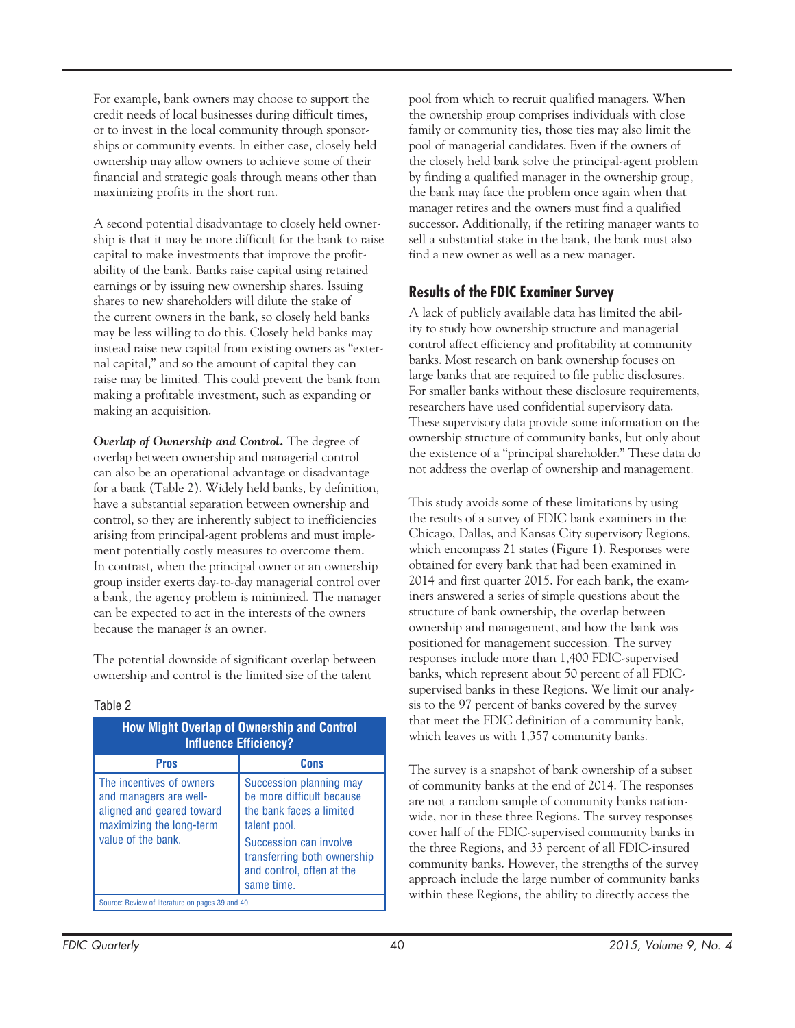For example, bank owners may choose to support the credit needs of local businesses during difficult times, or to invest in the local community through sponsorships or community events. In either case, closely held ownership may allow owners to achieve some of their financial and strategic goals through means other than maximizing profits in the short run.

A second potential disadvantage to closely held ownership is that it may be more difficult for the bank to raise capital to make investments that improve the profitability of the bank. Banks raise capital using retained earnings or by issuing new ownership shares. Issuing shares to new shareholders will dilute the stake of the current owners in the bank, so closely held banks may be less willing to do this. Closely held banks may instead raise new capital from existing owners as "external capital," and so the amount of capital they can raise may be limited. This could prevent the bank from making a profitable investment, such as expanding or making an acquisition.

***Overlap of Ownership and Control.*** The degree of overlap between ownership and managerial control can also be an operational advantage or disadvantage for a bank (Table 2). Widely held banks, by definition, have a substantial separation between ownership and control, so they are inherently subject to inefficiencies arising from principal-agent problems and must implement potentially costly measures to overcome them. In contrast, when the principal owner or an ownership group insider exerts day-to-day managerial control over a bank, the agency problem is minimized. The manager can be expected to act in the interests of the owners because the manager *is* an owner.

The potential downside of significant overlap between ownership and control is the limited size of the talent pool from which to recruit qualified managers. When the ownership group comprises individuals with close family or community ties, those ties may also limit the pool of managerial candidates. Even if the owners of the closely held bank solve the principal-agent problem by finding a qualified manager in the ownership group, the bank may face the problem once again when that manager retires and the owners must find a qualified successor. Additionally, if the retiring manager wants to sell a substantial stake in the bank, the bank must also find a new owner as well as a new manager.

Table 2

**How Might Overlap of Ownership and Control Influence Efficiency?**

| Pros | Cons |
|---|---|
| The incentives of owners and managers are well-aligned and geared toward maximizing the long-term value of the bank. | Succession planning may be more difficult because the bank faces a limited talent pool. Succession can involve transferring both ownership and control, often at the same time. |

Source: Review of literature on pages 39 and 40.

## Results of the FDIC Examiner Survey

A lack of publicly available data has limited the ability to study how ownership structure and managerial control affect efficiency and profitability at community banks. Most research on bank ownership focuses on large banks that are required to file public disclosures. For smaller banks without these disclosure requirements, researchers have used confidential supervisory data. These supervisory data provide some information on the ownership structure of community banks, but only about the existence of a "principal shareholder." These data do not address the overlap of ownership and management.

This study avoids some of these limitations by using the results of a survey of FDIC bank examiners in the Chicago, Dallas, and Kansas City supervisory Regions, which encompass 21 states (Figure 1). Responses were obtained for every bank that had been examined in 2014 and first quarter 2015. For each bank, the examiners answered a series of simple questions about the structure of bank ownership, the overlap between ownership and management, and how the bank was positioned for management succession. The survey responses include more than 1,400 FDIC-supervised banks, which represent about 50 percent of all FDIC-supervised banks in these Regions. We limit our analysis to the 97 percent of banks covered by the survey that meet the FDIC definition of a community bank, which leaves us with 1,357 community banks.

The survey is a snapshot of bank ownership of a subset of community banks at the end of 2014. The responses are not a random sample of community banks nationwide, nor in these three Regions. The survey responses cover half of the FDIC-supervised community banks in the three Regions, and 33 percent of all FDIC-insured community banks. However, the strengths of the survey approach include the large number of community banks within these Regions, the ability to directly access the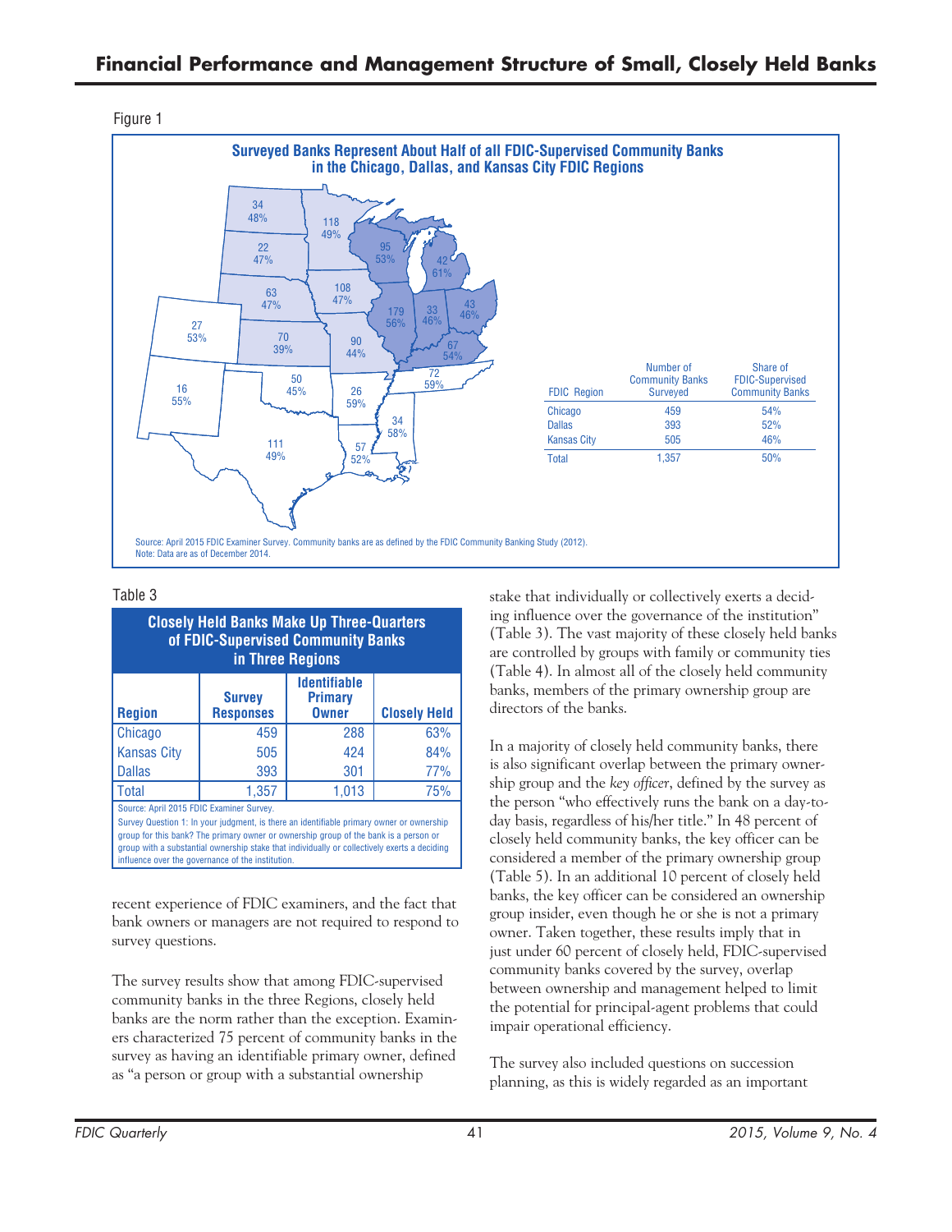Figure 1

**Surveyed Banks Represent About Half of all FDIC-Supervised Community Banks in the Chicago, Dallas, and Kansas City FDIC Regions**

34
48%
118
49%
22
47%
95
53%
42
61%
63
47%
108
47%
179
56%
33
46%
43
46%
27
53%
70
39%
90
44%
67
54%
72
59%
16
55%
50
45%
26
59%
34
58%
111
49%
57
52%

| FDIC Region | Number of Community Banks Surveyed | Share of FDIC-Supervised Community Banks |
|---|---|---|
| Chicago | 459 | 54% |
| Dallas | 393 | 52% |
| Kansas City | 505 | 46% |
| Total | 1,357 | 50% |

Source: April 2015 FDIC Examiner Survey. Community banks are as defined by the FDIC Community Banking Study (2012).
Note: Data are as of December 2014.

Table 3

**Closely Held Banks Make Up Three-Quarters of FDIC-Supervised Community Banks in Three Regions**

| Region | Survey Responses | Identifiable Primary Owner | Closely Held |
|---|---|---|---|
| Chicago | 459 | 288 | 63% |
| Kansas City | 505 | 424 | 84% |
| Dallas | 393 | 301 | 77% |
| Total | 1,357 | 1,013 | 75% |

Source: April 2015 FDIC Examiner Survey.
Survey Question 1: In your judgment, is there an identifiable primary owner or ownership group for this bank? The primary owner or ownership group of the bank is a person or group with a substantial ownership stake that individually or collectively exerts a deciding influence over the governance of the institution.

recent experience of FDIC examiners, and the fact that bank owners or managers are not required to respond to survey questions.

The survey results show that among FDIC-supervised community banks in the three Regions, closely held banks are the norm rather than the exception. Examiners characterized 75 percent of community banks in the survey as having an identifiable primary owner, defined as "a person or group with a substantial ownership stake that individually or collectively exerts a deciding influence over the governance of the institution" (Table 3). The vast majority of these closely held banks are controlled by groups with family or community ties (Table 4). In almost all of the closely held community banks, members of the primary ownership group are directors of the banks.

In a majority of closely held community banks, there is also significant overlap between the primary ownership group and the *key officer*, defined by the survey as the person "who effectively runs the bank on a day-to-day basis, regardless of his/her title." In 48 percent of closely held community banks, the key officer can be considered a member of the primary ownership group (Table 5). In an additional 10 percent of closely held banks, the key officer can be considered an ownership group insider, even though he or she is not a primary owner. Taken together, these results imply that in just under 60 percent of closely held, FDIC-supervised community banks covered by the survey, overlap between ownership and management helped to limit the potential for principal-agent problems that could impair operational efficiency.

The survey also included questions on succession planning, as this is widely regarded as an important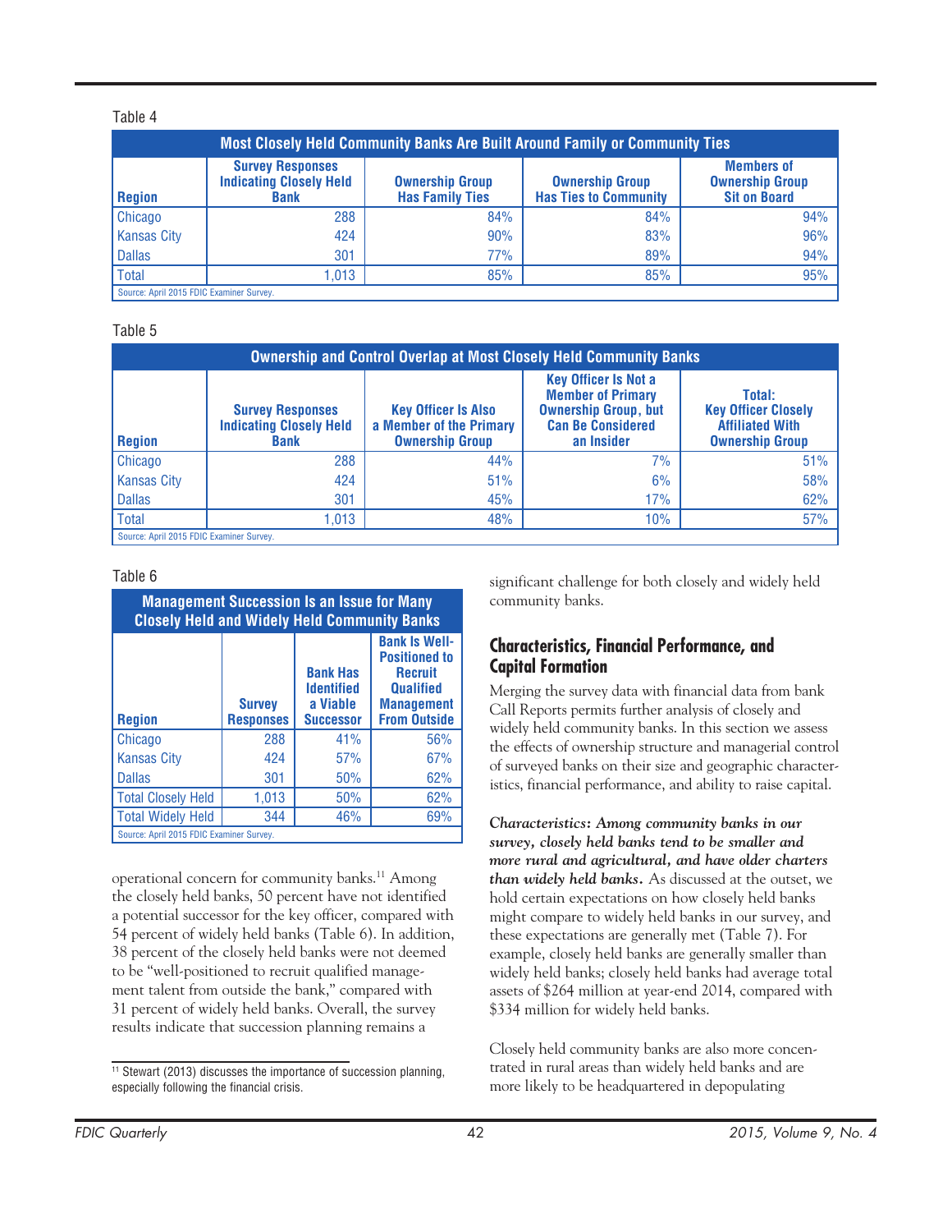Table 4

| Most Closely Held Community Banks Are Built Around Family or Community Ties | | | | |
|---|---|---|---|---|
| Region | Survey Responses Indicating Closely Held Bank | Ownership Group Has Family Ties | Ownership Group Has Ties to Community | Members of Ownership Group Sit on Board |
| Chicago | 288 | 84% | 84% | 94% |
| Kansas City | 424 | 90% | 83% | 96% |
| Dallas | 301 | 77% | 89% | 94% |
| Total | 1,013 | 85% | 85% | 95% |

Source: April 2015 FDIC Examiner Survey.

Table 5

| Ownership and Control Overlap at Most Closely Held Community Banks | | | | |
|---|---|---|---|---|
| Region | Survey Responses Indicating Closely Held Bank | Key Officer Is Also a Member of the Primary Ownership Group | Key Officer Is Not a Member of Primary Ownership Group, but Can Be Considered an Insider | Total: Key Officer Closely Affiliated With Ownership Group |
| Chicago | 288 | 44% | 7% | 51% |
| Kansas City | 424 | 51% | 6% | 58% |
| Dallas | 301 | 45% | 17% | 62% |
| Total | 1,013 | 48% | 10% | 57% |

Source: April 2015 FDIC Examiner Survey.

Table 6

| Management Succession Is an Issue for Many Closely Held and Widely Held Community Banks | | | |
|---|---|---|---|
| Region | Survey Responses | Bank Has Identified a Viable Successor | Bank Is Well-Positioned to Recruit Qualified Management From Outside |
| Chicago | 288 | 41% | 56% |
| Kansas City | 424 | 57% | 67% |
| Dallas | 301 | 50% | 62% |
| Total Closely Held | 1,013 | 50% | 62% |
| Total Widely Held | 344 | 46% | 69% |

Source: April 2015 FDIC Examiner Survey.

operational concern for community banks.[11] Among the closely held banks, 50 percent have not identified a potential successor for the key officer, compared with 54 percent of widely held banks (Table 6). In addition, 38 percent of the closely held banks were not deemed to be "well-positioned to recruit qualified management talent from outside the bank," compared with 31 percent of widely held banks. Overall, the survey results indicate that succession planning remains a significant challenge for both closely and widely held community banks.

[11] Stewart (2013) discusses the importance of succession planning, especially following the financial crisis.

## Characteristics, Financial Performance, and Capital Formation

Merging the survey data with financial data from bank Call Reports permits further analysis of closely and widely held community banks. In this section we assess the effects of ownership structure and managerial control of surveyed banks on their size and geographic characteristics, financial performance, and ability to raise capital.

***Characteristics: Among community banks in our survey, closely held banks tend to be smaller and more rural and agricultural, and have older charters than widely held banks.*** As discussed at the outset, we hold certain expectations on how closely held banks might compare to widely held banks in our survey, and these expectations are generally met (Table 7). For example, closely held banks are generally smaller than widely held banks; closely held banks had average total assets of $264 million at year-end 2014, compared with $334 million for widely held banks.

Closely held community banks are also more concentrated in rural areas than widely held banks and are more likely to be headquartered in depopulating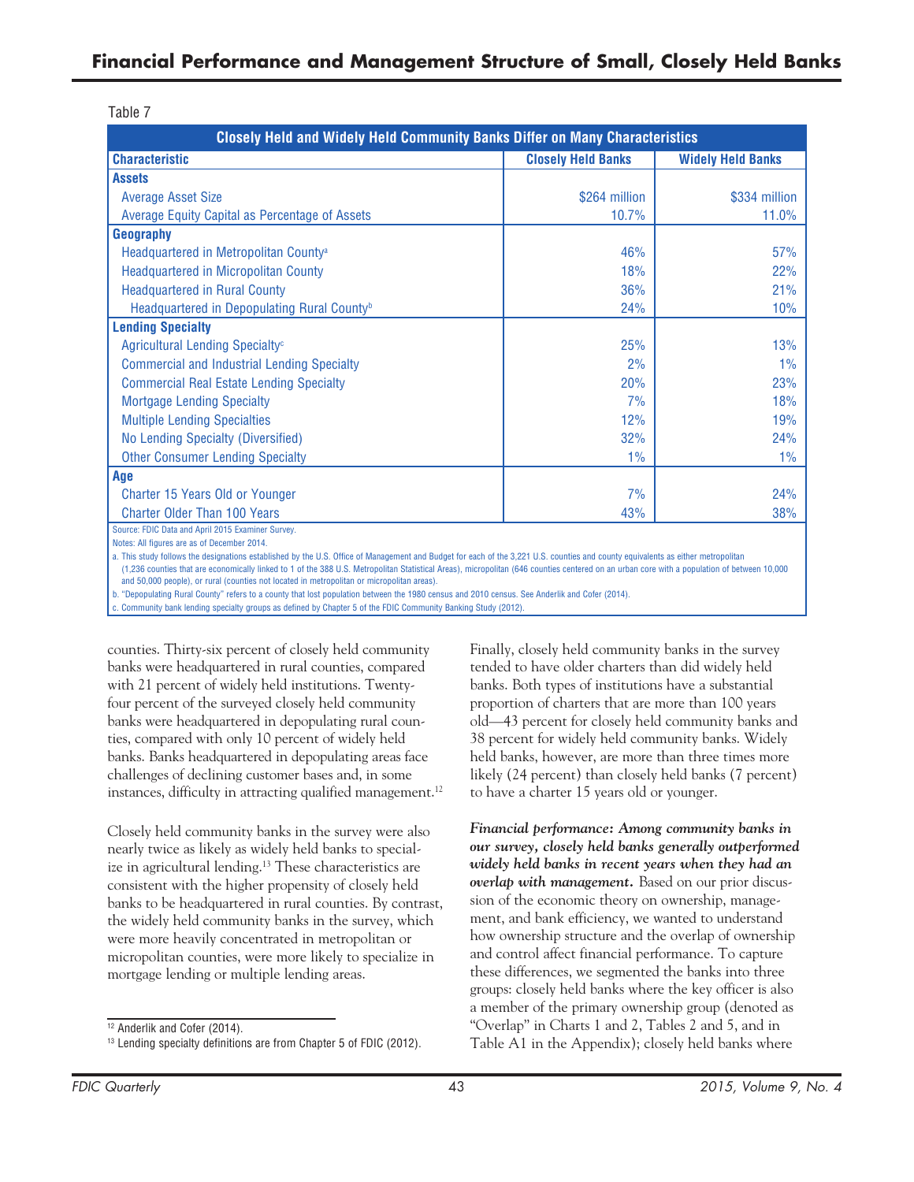Table 7

| Closely Held and Widely Held Community Banks Differ on Many Characteristics | | |
|---|---|---|
| **Characteristic** | **Closely Held Banks** | **Widely Held Banks** |
| **Assets** | | |
| Average Asset Size | $264 million | $334 million |
| Average Equity Capital as Percentage of Assets | 10.7% | 11.0% |
| **Geography** | | |
| Headquartered in Metropolitan County[a] | 46% | 57% |
| Headquartered in Micropolitan County | 18% | 22% |
| Headquartered in Rural County | 36% | 21% |
| Headquartered in Depopulating Rural County[b] | 24% | 10% |
| **Lending Specialty** | | |
| Agricultural Lending Specialty[c] | 25% | 13% |
| Commercial and Industrial Lending Specialty | 2% | 1% |
| Commercial Real Estate Lending Specialty | 20% | 23% |
| Mortgage Lending Specialty | 7% | 18% |
| Multiple Lending Specialties | 12% | 19% |
| No Lending Specialty (Diversified) | 32% | 24% |
| Other Consumer Lending Specialty | 1% | 1% |
| **Age** | | |
| Charter 15 Years Old or Younger | 7% | 24% |
| Charter Older Than 100 Years | 43% | 38% |

Source: FDIC Data and April 2015 Examiner Survey.

Notes: All figures are as of December 2014.

a. This study follows the designations established by the U.S. Office of Management and Budget for each of the 3,221 U.S. counties and county equivalents as either metropolitan (1,236 counties that are economically linked to 1 of the 388 U.S. Metropolitan Statistical Areas), micropolitan (646 counties centered on an urban core with a population of between 10,000 and 50,000 people), or rural (counties not located in metropolitan or micropolitan areas).

b. "Depopulating Rural County" refers to a county that lost population between the 1980 census and 2010 census. See Anderlik and Cofer (2014).

c. Community bank lending specialty groups as defined by Chapter 5 of the FDIC Community Banking Study (2012).

counties. Thirty-six percent of closely held community banks were headquartered in rural counties, compared with 21 percent of widely held institutions. Twenty-four percent of the surveyed closely held community banks were headquartered in depopulating rural counties, compared with only 10 percent of widely held banks. Banks headquartered in depopulating areas face challenges of declining customer bases and, in some instances, difficulty in attracting qualified management.[12]

Closely held community banks in the survey were also nearly twice as likely as widely held banks to specialize in agricultural lending.[13] These characteristics are consistent with the higher propensity of closely held banks to be headquartered in rural counties. By contrast, the widely held community banks in the survey, which were more heavily concentrated in metropolitan or micropolitan counties, were more likely to specialize in mortgage lending or multiple lending areas.

Finally, closely held community banks in the survey tended to have older charters than did widely held banks. Both types of institutions have a substantial proportion of charters that are more than 100 years old—43 percent for closely held community banks and 38 percent for widely held community banks. Widely held banks, however, are more than three times more likely (24 percent) than closely held banks (7 percent) to have a charter 15 years old or younger.

***Financial performance: Among community banks in our survey, closely held banks generally outperformed widely held banks in recent years when they had an overlap with management.*** Based on our prior discussion of the economic theory on ownership, management, and bank efficiency, we wanted to understand how ownership structure and the overlap of ownership and control affect financial performance. To capture these differences, we segmented the banks into three groups: closely held banks where the key officer is also a member of the primary ownership group (denoted as "Overlap" in Charts 1 and 2, Tables 2 and 5, and in Table A1 in the Appendix); closely held banks where

[12] Anderlik and Cofer (2014).

[13] Lending specialty definitions are from Chapter 5 of FDIC (2012).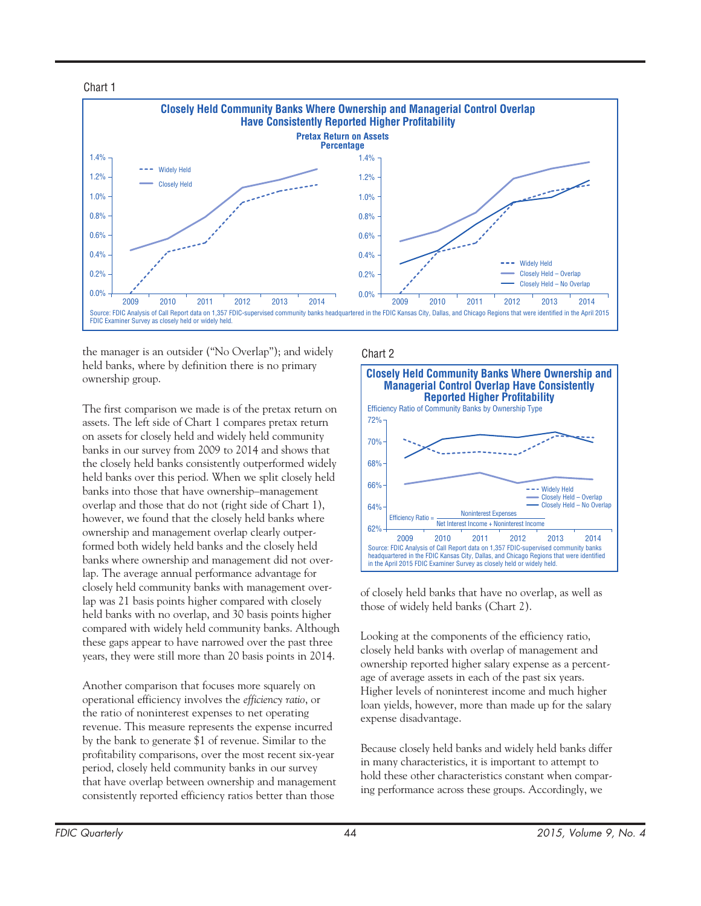Chart 1

**Closely Held Community Banks Where Ownership and Managerial Control Overlap Have Consistently Reported Higher Profitability**

**Pretax Return on Assets**
**Percentage**

1.4%
1.2%
1.0%
0.8%
0.6%
0.4%
0.2%
0.0%

2009 2010 2011 2012 2013 2014

Widely Held
Closely Held

1.4%
1.2%
1.0%
0.8%
0.6%
0.4%
0.2%
0.0%

2009 2010 2011 2012 2013 2014

Widely Held
Closely Held – Overlap
Closely Held – No Overlap

Source: FDIC Analysis of Call Report data on 1,357 FDIC-supervised community banks headquartered in the FDIC Kansas City, Dallas, and Chicago Regions that were identified in the April 2015 FDIC Examiner Survey as closely held or widely held.

the manager is an outsider ("No Overlap"); and widely held banks, where by definition there is no primary ownership group.

The first comparison we made is of the pretax return on assets. The left side of Chart 1 compares pretax return on assets for closely held and widely held community banks in our survey from 2009 to 2014 and shows that the closely held banks consistently outperformed widely held banks over this period. When we split closely held banks into those that have ownership–management overlap and those that do not (right side of Chart 1), however, we found that the closely held banks where ownership and management overlap clearly outperformed both widely held banks and the closely held banks where ownership and management did not overlap. The average annual performance advantage for closely held community banks with management overlap was 21 basis points higher compared with closely held banks with no overlap, and 30 basis points higher compared with widely held community banks. Although these gaps appear to have narrowed over the past three years, they were still more than 20 basis points in 2014.

Another comparison that focuses more squarely on operational efficiency involves the *efficiency ratio*, or the ratio of noninterest expenses to net operating revenue. This measure represents the expense incurred by the bank to generate $1 of revenue. Similar to the profitability comparisons, over the most recent six-year period, closely held community banks in our survey that have overlap between ownership and management consistently reported efficiency ratios better than those of closely held banks that have no overlap, as well as those of widely held banks (Chart 2).

Chart 2

**Closely Held Community Banks Where Ownership and Managerial Control Overlap Have Consistently Reported Higher Profitability**

Efficiency Ratio of Community Banks by Ownership Type

72%
70%
68%
66%
64%
62%

2009 2010 2011 2012 2013 2014

Widely Held
Closely Held – Overlap
Closely Held – No Overlap

$$\text{Efficiency Ratio} = \frac{\text{Noninterest Expenses}}{\text{Net Interest Income + Noninterest Income}}$$

Source: FDIC Analysis of Call Report data on 1,357 FDIC-supervised community banks headquartered in the FDIC Kansas City, Dallas, and Chicago Regions that were identified in the April 2015 FDIC Examiner Survey as closely held or widely held.

Looking at the components of the efficiency ratio, closely held banks with overlap of management and ownership reported higher salary expense as a percentage of average assets in each of the past six years. Higher levels of noninterest income and much higher loan yields, however, more than made up for the salary expense disadvantage.

Because closely held banks and widely held banks differ in many characteristics, it is important to attempt to hold these other characteristics constant when comparing performance across these groups. Accordingly, we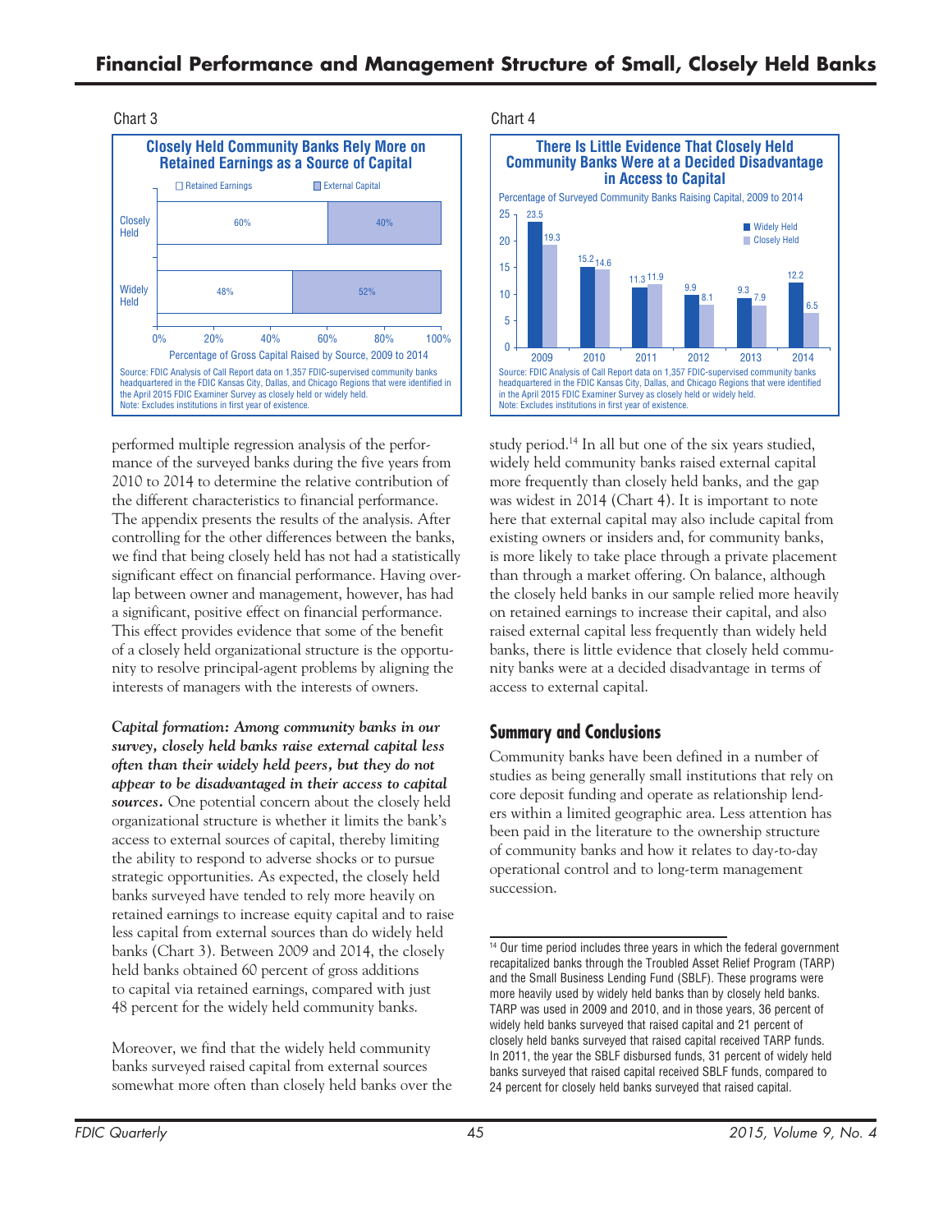Chart 3

**Closely Held Community Banks Rely More on Retained Earnings as a Source of Capital**

Retained Earnings
External Capital

Closely Held
60%
40%

Widely Held
48%
52%

0%
20%
40%
60%
80%
100%

Percentage of Gross Capital Raised by Source, 2009 to 2014

Source: FDIC Analysis of Call Report data on 1,357 FDIC-supervised community banks headquartered in the FDIC Kansas City, Dallas, and Chicago Regions that were identified in the April 2015 FDIC Examiner Survey as closely held or widely held.
Note: Excludes institutions in first year of existence.

Chart 4

**There Is Little Evidence That Closely Held Community Banks Were at a Decided Disadvantage in Access to Capital**

Percentage of Surveyed Community Banks Raising Capital, 2009 to 2014

Widely Held
Closely Held

2009: 23.5, 19.3
2010: 15.2, 14.6
2011: 11.3, 11.9
2012: 9.9, 8.1
2013: 9.3, 7.9
2014: 12.2, 6.5

0
5
10
15
20
25

Source: FDIC Analysis of Call Report data on 1,357 FDIC-supervised community banks headquartered in the FDIC Kansas City, Dallas, and Chicago Regions that were identified in the April 2015 FDIC Examiner Survey as closely held or widely held.
Note: Excludes institutions in first year of existence.

performed multiple regression analysis of the performance of the surveyed banks during the five years from 2010 to 2014 to determine the relative contribution of the different characteristics to financial performance. The appendix presents the results of the analysis. After controlling for the other differences between the banks, we find that being closely held has not had a statistically significant effect on financial performance. Having overlap between owner and management, however, has had a significant, positive effect on financial performance. This effect provides evidence that some of the benefit of a closely held organizational structure is the opportunity to resolve principal-agent problems by aligning the interests of managers with the interests of owners.

***Capital formation: Among community banks in our survey, closely held banks raise external capital less often than their widely held peers, but they do not appear to be disadvantaged in their access to capital sources.*** One potential concern about the closely held organizational structure is whether it limits the bank's access to external sources of capital, thereby limiting the ability to respond to adverse shocks or to pursue strategic opportunities. As expected, the closely held banks surveyed have tended to rely more heavily on retained earnings to increase equity capital and to raise less capital from external sources than do widely held banks (Chart 3). Between 2009 and 2014, the closely held banks obtained 60 percent of gross additions to capital via retained earnings, compared with just 48 percent for the widely held community banks.

Moreover, we find that the widely held community banks surveyed raised capital from external sources somewhat more often than closely held banks over the study period.[14] In all but one of the six years studied, widely held community banks raised external capital more frequently than closely held banks, and the gap was widest in 2014 (Chart 4). It is important to note here that external capital may also include capital from existing owners or insiders and, for community banks, is more likely to take place through a private placement than through a market offering. On balance, although the closely held banks in our sample relied more heavily on retained earnings to increase their capital, and also raised external capital less frequently than widely held banks, there is little evidence that closely held community banks were at a decided disadvantage in terms of access to external capital.

## Summary and Conclusions

Community banks have been defined in a number of studies as being generally small institutions that rely on core deposit funding and operate as relationship lenders within a limited geographic area. Less attention has been paid in the literature to the ownership structure of community banks and how it relates to day-to-day operational control and to long-term management succession.

[14] Our time period includes three years in which the federal government recapitalized banks through the Troubled Asset Relief Program (TARP) and the Small Business Lending Fund (SBLF). These programs were more heavily used by widely held banks than by closely held banks. TARP was used in 2009 and 2010, and in those years, 36 percent of widely held banks surveyed that raised capital and 21 percent of closely held banks surveyed that raised capital received TARP funds. In 2011, the year the SBLF disbursed funds, 31 percent of widely held banks surveyed that raised capital received SBLF funds, compared to 24 percent for closely held banks surveyed that raised capital.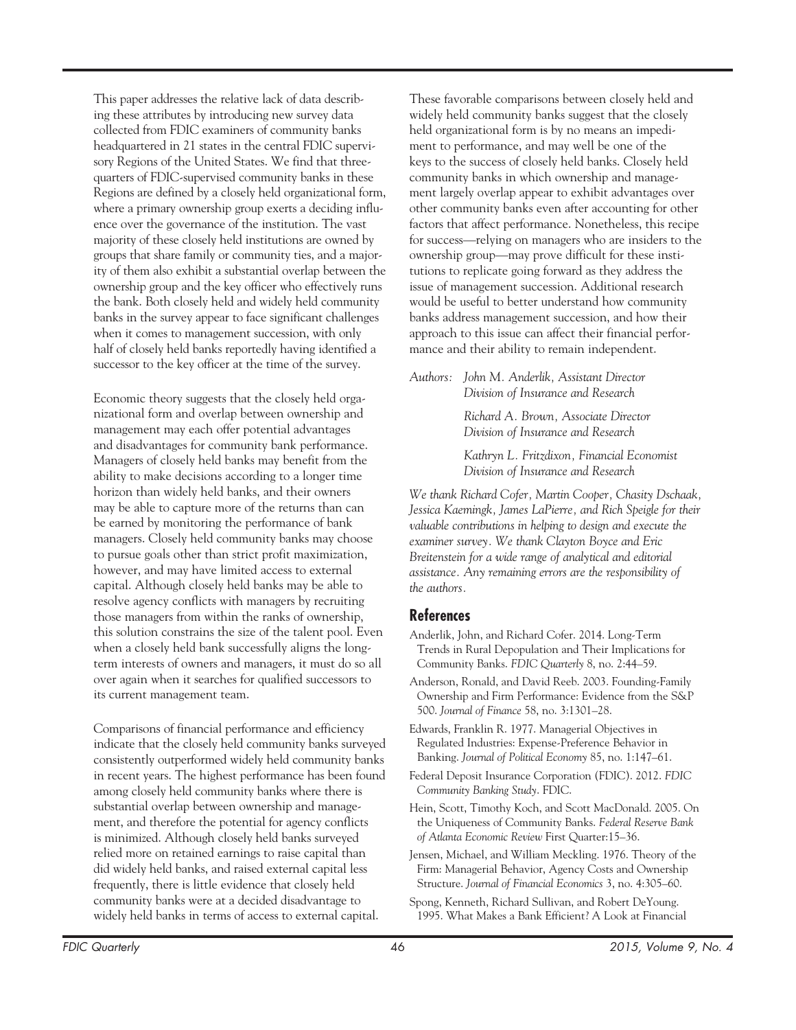This paper addresses the relative lack of data describing these attributes by introducing new survey data collected from FDIC examiners of community banks headquartered in 21 states in the central FDIC supervisory Regions of the United States. We find that three-quarters of FDIC-supervised community banks in these Regions are defined by a closely held organizational form, where a primary ownership group exerts a deciding influence over the governance of the institution. The vast majority of these closely held institutions are owned by groups that share family or community ties, and a majority of them also exhibit a substantial overlap between the ownership group and the key officer who effectively runs the bank. Both closely held and widely held community banks in the survey appear to face significant challenges when it comes to management succession, with only half of closely held banks reportedly having identified a successor to the key officer at the time of the survey.

Economic theory suggests that the closely held organizational form and overlap between ownership and management may each offer potential advantages and disadvantages for community bank performance. Managers of closely held banks may benefit from the ability to make decisions according to a longer time horizon than widely held banks, and their owners may be able to capture more of the returns than can be earned by monitoring the performance of bank managers. Closely held community banks may choose to pursue goals other than strict profit maximization, however, and may have limited access to external capital. Although closely held banks may be able to resolve agency conflicts with managers by recruiting those managers from within the ranks of ownership, this solution constrains the size of the talent pool. Even when a closely held bank successfully aligns the long-term interests of owners and managers, it must do so all over again when it searches for qualified successors to its current management team.

Comparisons of financial performance and efficiency indicate that the closely held community banks surveyed consistently outperformed widely held community banks in recent years. The highest performance has been found among closely held community banks where there is substantial overlap between ownership and management, and therefore the potential for agency conflicts is minimized. Although closely held banks surveyed relied more on retained earnings to raise capital than did widely held banks, and raised external capital less frequently, there is little evidence that closely held community banks were at a decided disadvantage to widely held banks in terms of access to external capital.

These favorable comparisons between closely held and widely held community banks suggest that the closely held organizational form is by no means an impediment to performance, and may well be one of the keys to the success of closely held banks. Closely held community banks in which ownership and management largely overlap appear to exhibit advantages over other community banks even after accounting for other factors that affect performance. Nonetheless, this recipe for success—relying on managers who are insiders to the ownership group—may prove difficult for these institutions to replicate going forward as they address the issue of management succession. Additional research would be useful to better understand how community banks address management succession, and how their approach to this issue can affect their financial performance and their ability to remain independent.

*Authors: John M. Anderlik, Assistant Director*
*Division of Insurance and Research*

*Richard A. Brown, Associate Director*
*Division of Insurance and Research*

*Kathryn L. Fritzdixon, Financial Economist*
*Division of Insurance and Research*

*We thank Richard Cofer, Martin Cooper, Chasity Dschaak, Jessica Kaemingk, James LaPierre, and Rich Speigle for their valuable contributions in helping to design and execute the examiner survey. We thank Clayton Boyce and Eric Breitenstein for a wide range of analytical and editorial assistance. Any remaining errors are the responsibility of the authors.*

## References

Anderlik, John, and Richard Cofer. 2014. Long-Term Trends in Rural Depopulation and Their Implications for Community Banks. *FDIC Quarterly* 8, no. 2:44–59.

Anderson, Ronald, and David Reeb. 2003. Founding-Family Ownership and Firm Performance: Evidence from the S&P 500. *Journal of Finance* 58, no. 3:1301–28.

Edwards, Franklin R. 1977. Managerial Objectives in Regulated Industries: Expense-Preference Behavior in Banking. *Journal of Political Economy* 85, no. 1:147–61.

Federal Deposit Insurance Corporation (FDIC). 2012. *FDIC Community Banking Study*. FDIC.

Hein, Scott, Timothy Koch, and Scott MacDonald. 2005. On the Uniqueness of Community Banks. *Federal Reserve Bank of Atlanta Economic Review* First Quarter:15–36.

Jensen, Michael, and William Meckling. 1976. Theory of the Firm: Managerial Behavior, Agency Costs and Ownership Structure. *Journal of Financial Economics* 3, no. 4:305–60.

Spong, Kenneth, Richard Sullivan, and Robert DeYoung. 1995. What Makes a Bank Efficient? A Look at Financial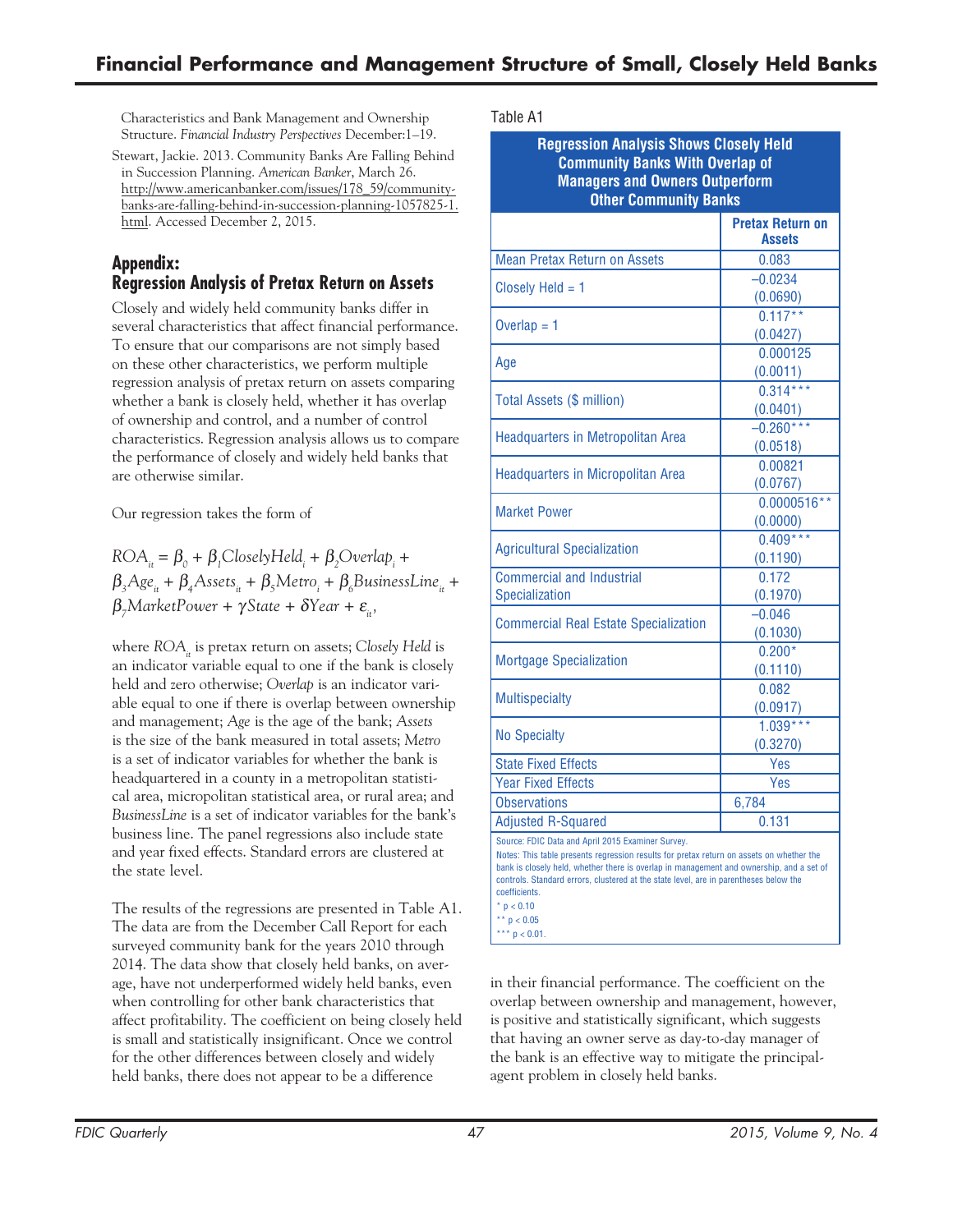Characteristics and Bank Management and Ownership Structure. *Financial Industry Perspectives* December:1–19.

Stewart, Jackie. 2013. Community Banks Are Falling Behind in Succession Planning. *American Banker*, March 26. http://www.americanbanker.com/issues/178_59/community-banks-are-falling-behind-in-succession-planning-1057825-1.html. Accessed December 2, 2015.

## Appendix: Regression Analysis of Pretax Return on Assets

Closely and widely held community banks differ in several characteristics that affect financial performance. To ensure that our comparisons are not simply based on these other characteristics, we perform multiple regression analysis of pretax return on assets comparing whether a bank is closely held, whether it has overlap of ownership and control, and a number of control characteristics. Regression analysis allows us to compare the performance of closely and widely held banks that are otherwise similar.

Our regression takes the form of

$$ROA_{it} = \beta_0 + \beta_1 ClosselyHeld_i + \beta_2 Overlap_i + \beta_3 Age_{it} + \beta_4 Assets_{it} + \beta_5 Metro_i + \beta_6 BusinessLine_{it} + \beta_7 MarketPower + \gamma State + \delta Year + \varepsilon_{it},$$

where $ROA_{it}$ is pretax return on assets; *Closely Held* is an indicator variable equal to one if the bank is closely held and zero otherwise; *Overlap* is an indicator variable equal to one if there is overlap between ownership and management; *Age* is the age of the bank; *Assets* is the size of the bank measured in total assets; *Metro* is a set of indicator variables for whether the bank is headquartered in a county in a metropolitan statistical area, micropolitan statistical area, or rural area; and *BusinessLine* is a set of indicator variables for the bank's business line. The panel regressions also include state and year fixed effects. Standard errors are clustered at the state level.

The results of the regressions are presented in Table A1. The data are from the December Call Report for each surveyed community bank for the years 2010 through 2014. The data show that closely held banks, on average, have not underperformed widely held banks, even when controlling for other bank characteristics that affect profitability. The coefficient on being closely held is small and statistically insignificant. Once we control for the other differences between closely and widely held banks, there does not appear to be a difference in their financial performance. The coefficient on the overlap between ownership and management, however, is positive and statistically significant, which suggests that having an owner serve as day-to-day manager of the bank is an effective way to mitigate the principal-agent problem in closely held banks.

Table A1

**Regression Analysis Shows Closely Held Community Banks With Overlap of Managers and Owners Outperform Other Community Banks**

| | Pretax Return on Assets |
|---|---|
| Mean Pretax Return on Assets | 0.083 |
| Closely Held = 1 | −0.0234<br>(0.0690) |
| Overlap = 1 | 0.117**<br>(0.0427) |
| Age | 0.000125<br>(0.0011) |
| Total Assets ($ million) | 0.314***<br>(0.0401) |
| Headquarters in Metropolitan Area | −0.260***<br>(0.0518) |
| Headquarters in Micropolitan Area | 0.00821<br>(0.0767) |
| Market Power | 0.0000516**<br>(0.0000) |
| Agricultural Specialization | 0.409***<br>(0.1190) |
| Commercial and Industrial Specialization | 0.172<br>(0.1970) |
| Commercial Real Estate Specialization | −0.046<br>(0.1030) |
| Mortgage Specialization | 0.200*<br>(0.1110) |
| Multispecialty | 0.082<br>(0.0917) |
| No Specialty | 1.039***<br>(0.3270) |
| State Fixed Effects | Yes |
| Year Fixed Effects | Yes |
| Observations | 6,784 |
| Adjusted R-Squared | 0.131 |

Source: FDIC Data and April 2015 Examiner Survey.

Notes: This table presents regression results for pretax return on assets on whether the bank is closely held, whether there is overlap in management and ownership, and a set of controls. Standard errors, clustered at the state level, are in parentheses below the coefficients.

\* $p < 0.10$

\*\* $p < 0.05$

\*\*\* $p < 0.01$.